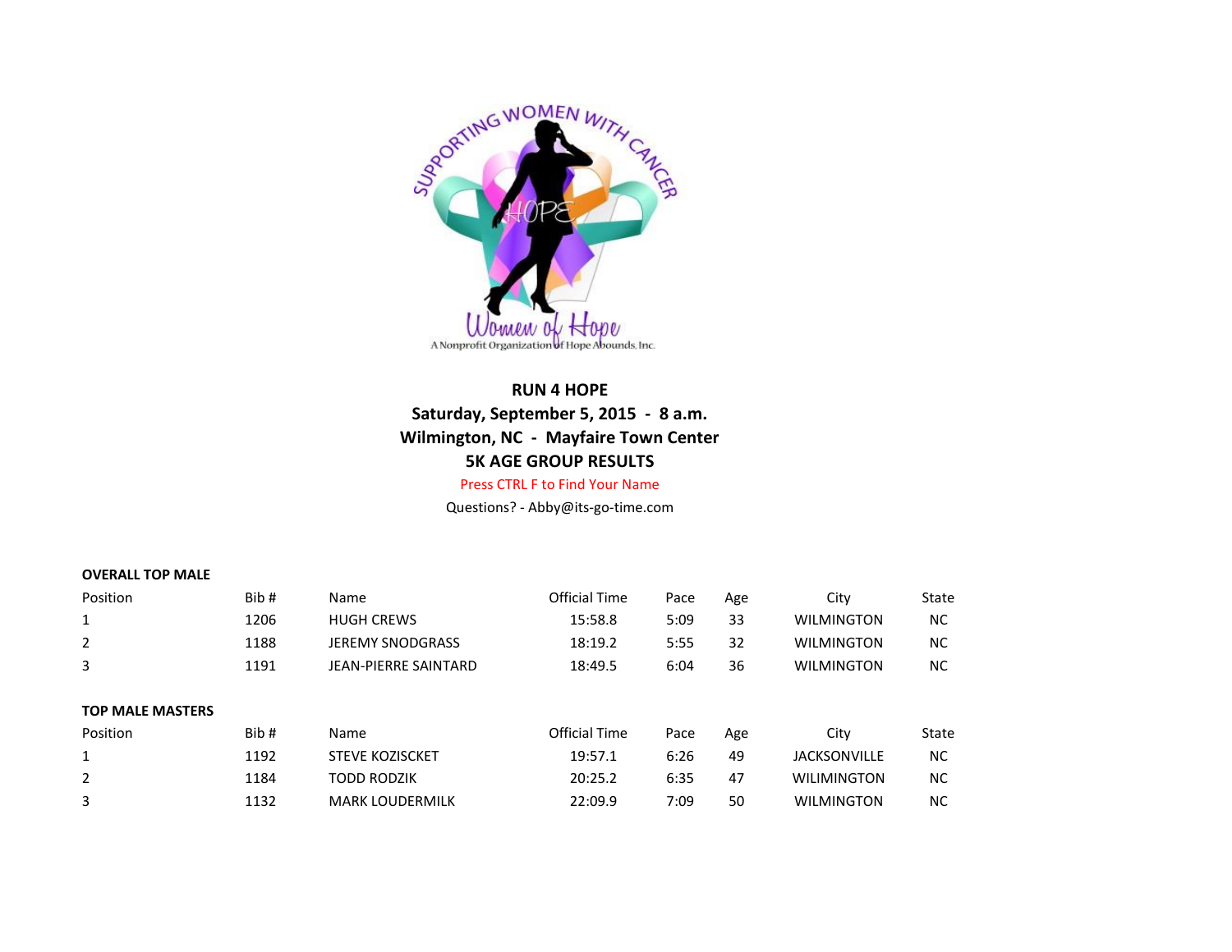SUPPORTING WOMEN WITH CANCER

HOPE

Women of Hope

A Nonprofit Organization of Hope Abounds, Inc.

**RUN 4 HOPE**

**Saturday, September 5, 2015 - 8 a.m.**

**Wilmington, NC - Mayfaire Town Center**

**5K AGE GROUP RESULTS**

Press CTRL F to Find Your Name

Questions? - Abby@its-go-time.com

**OVERALL TOP MALE**

| Position | Bib # | Name | Official Time | Pace | Age | City | State |
|---|---|---|---|---|---|---|---|
| 1 | 1206 | HUGH CREWS | 15:58.8 | 5:09 | 33 | WILMINGTON | NC |
| 2 | 1188 | JEREMY SNODGRASS | 18:19.2 | 5:55 | 32 | WILMINGTON | NC |
| 3 | 1191 | JEAN-PIERRE SAINTARD | 18:49.5 | 6:04 | 36 | WILMINGTON | NC |

**TOP MALE MASTERS**

| Position | Bib # | Name | Official Time | Pace | Age | City | State |
|---|---|---|---|---|---|---|---|
| 1 | 1192 | STEVE KOZISCKET | 19:57.1 | 6:26 | 49 | JACKSONVILLE | NC |
| 2 | 1184 | TODD RODZIK | 20:25.2 | 6:35 | 47 | WILIMINGTON | NC |
| 3 | 1132 | MARK LOUDERMILK | 22:09.9 | 7:09 | 50 | WILMINGTON | NC |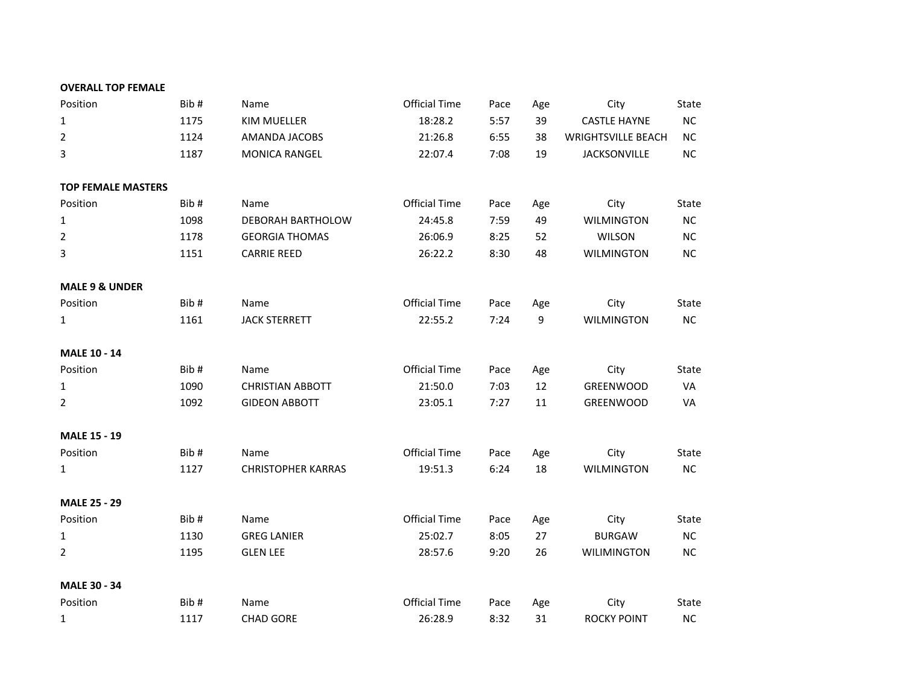**OVERALL TOP FEMALE**

| Position | Bib # | Name | Official Time | Pace | Age | City | State |
|---|---|---|---|---|---|---|---|
| 1 | 1175 | KIM MUELLER | 18:28.2 | 5:57 | 39 | CASTLE HAYNE | NC |
| 2 | 1124 | AMANDA JACOBS | 21:26.8 | 6:55 | 38 | WRIGHTSVILLE BEACH | NC |
| 3 | 1187 | MONICA RANGEL | 22:07.4 | 7:08 | 19 | JACKSONVILLE | NC |

**TOP FEMALE MASTERS**

| Position | Bib # | Name | Official Time | Pace | Age | City | State |
|---|---|---|---|---|---|---|---|
| 1 | 1098 | DEBORAH BARTHOLOW | 24:45.8 | 7:59 | 49 | WILMINGTON | NC |
| 2 | 1178 | GEORGIA THOMAS | 26:06.9 | 8:25 | 52 | WILSON | NC |
| 3 | 1151 | CARRIE REED | 26:22.2 | 8:30 | 48 | WILMINGTON | NC |

**MALE 9 & UNDER**

| Position | Bib # | Name | Official Time | Pace | Age | City | State |
|---|---|---|---|---|---|---|---|
| 1 | 1161 | JACK STERRETT | 22:55.2 | 7:24 | 9 | WILMINGTON | NC |

**MALE 10 - 14**

| Position | Bib # | Name | Official Time | Pace | Age | City | State |
|---|---|---|---|---|---|---|---|
| 1 | 1090 | CHRISTIAN ABBOTT | 21:50.0 | 7:03 | 12 | GREENWOOD | VA |
| 2 | 1092 | GIDEON ABBOTT | 23:05.1 | 7:27 | 11 | GREENWOOD | VA |

**MALE 15 - 19**

| Position | Bib # | Name | Official Time | Pace | Age | City | State |
|---|---|---|---|---|---|---|---|
| 1 | 1127 | CHRISTOPHER KARRAS | 19:51.3 | 6:24 | 18 | WILMINGTON | NC |

**MALE 25 - 29**

| Position | Bib # | Name | Official Time | Pace | Age | City | State |
|---|---|---|---|---|---|---|---|
| 1 | 1130 | GREG LANIER | 25:02.7 | 8:05 | 27 | BURGAW | NC |
| 2 | 1195 | GLEN LEE | 28:57.6 | 9:20 | 26 | WILIMINGTON | NC |

**MALE 30 - 34**

| Position | Bib # | Name | Official Time | Pace | Age | City | State |
|---|---|---|---|---|---|---|---|
| 1 | 1117 | CHAD GORE | 26:28.9 | 8:32 | 31 | ROCKY POINT | NC |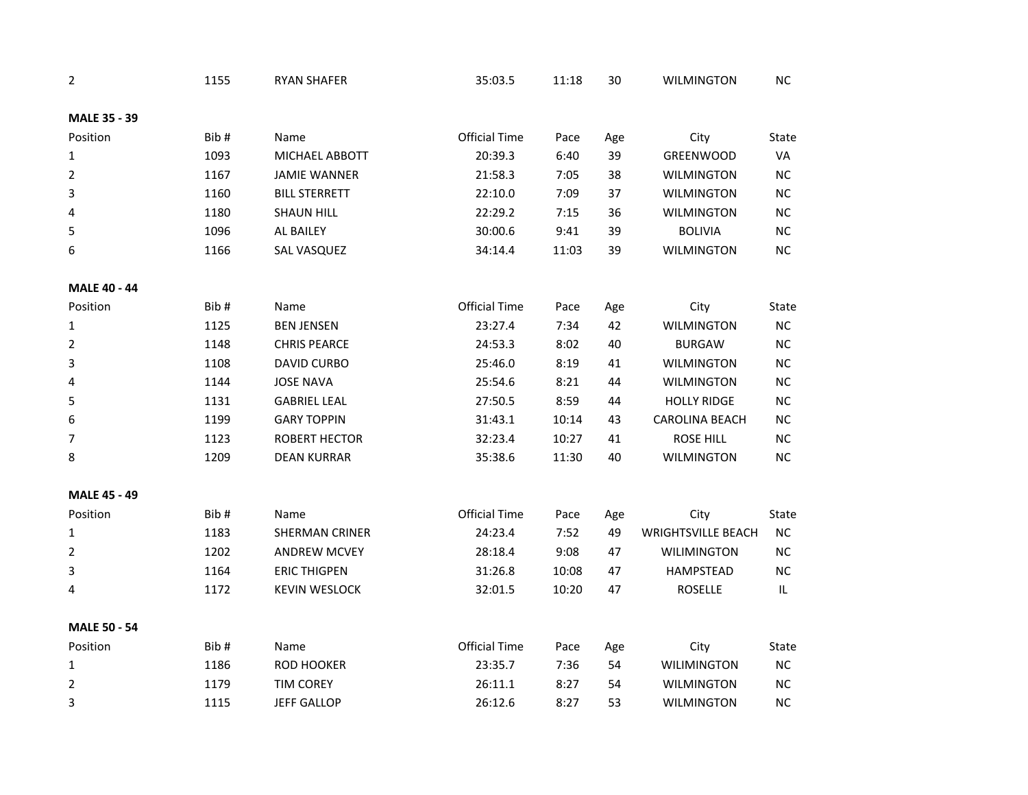| | | | | | | | |
|---|---|---|---|---|---|---|---|
| 2 | 1155 | RYAN SHAFER | 35:03.5 | 11:18 | 30 | WILMINGTON | NC |

**MALE 35 - 39**

| Position | Bib # | Name | Official Time | Pace | Age | City | State |
|---|---|---|---|---|---|---|---|
| 1 | 1093 | MICHAEL ABBOTT | 20:39.3 | 6:40 | 39 | GREENWOOD | VA |
| 2 | 1167 | JAMIE WANNER | 21:58.3 | 7:05 | 38 | WILMINGTON | NC |
| 3 | 1160 | BILL STERRETT | 22:10.0 | 7:09 | 37 | WILMINGTON | NC |
| 4 | 1180 | SHAUN HILL | 22:29.2 | 7:15 | 36 | WILMINGTON | NC |
| 5 | 1096 | AL BAILEY | 30:00.6 | 9:41 | 39 | BOLIVIA | NC |
| 6 | 1166 | SAL VASQUEZ | 34:14.4 | 11:03 | 39 | WILMINGTON | NC |

**MALE 40 - 44**

| Position | Bib # | Name | Official Time | Pace | Age | City | State |
|---|---|---|---|---|---|---|---|
| 1 | 1125 | BEN JENSEN | 23:27.4 | 7:34 | 42 | WILMINGTON | NC |
| 2 | 1148 | CHRIS PEARCE | 24:53.3 | 8:02 | 40 | BURGAW | NC |
| 3 | 1108 | DAVID CURBO | 25:46.0 | 8:19 | 41 | WILMINGTON | NC |
| 4 | 1144 | JOSE NAVA | 25:54.6 | 8:21 | 44 | WILMINGTON | NC |
| 5 | 1131 | GABRIEL LEAL | 27:50.5 | 8:59 | 44 | HOLLY RIDGE | NC |
| 6 | 1199 | GARY TOPPIN | 31:43.1 | 10:14 | 43 | CAROLINA BEACH | NC |
| 7 | 1123 | ROBERT HECTOR | 32:23.4 | 10:27 | 41 | ROSE HILL | NC |
| 8 | 1209 | DEAN KURRAR | 35:38.6 | 11:30 | 40 | WILMINGTON | NC |

**MALE 45 - 49**

| Position | Bib # | Name | Official Time | Pace | Age | City | State |
|---|---|---|---|---|---|---|---|
| 1 | 1183 | SHERMAN CRINER | 24:23.4 | 7:52 | 49 | WRIGHTSVILLE BEACH | NC |
| 2 | 1202 | ANDREW MCVEY | 28:18.4 | 9:08 | 47 | WILIMINGTON | NC |
| 3 | 1164 | ERIC THIGPEN | 31:26.8 | 10:08 | 47 | HAMPSTEAD | NC |
| 4 | 1172 | KEVIN WESLOCK | 32:01.5 | 10:20 | 47 | ROSELLE | IL |

**MALE 50 - 54**

| Position | Bib # | Name | Official Time | Pace | Age | City | State |
|---|---|---|---|---|---|---|---|
| 1 | 1186 | ROD HOOKER | 23:35.7 | 7:36 | 54 | WILIMINGTON | NC |
| 2 | 1179 | TIM COREY | 26:11.1 | 8:27 | 54 | WILMINGTON | NC |
| 3 | 1115 | JEFF GALLOP | 26:12.6 | 8:27 | 53 | WILMINGTON | NC |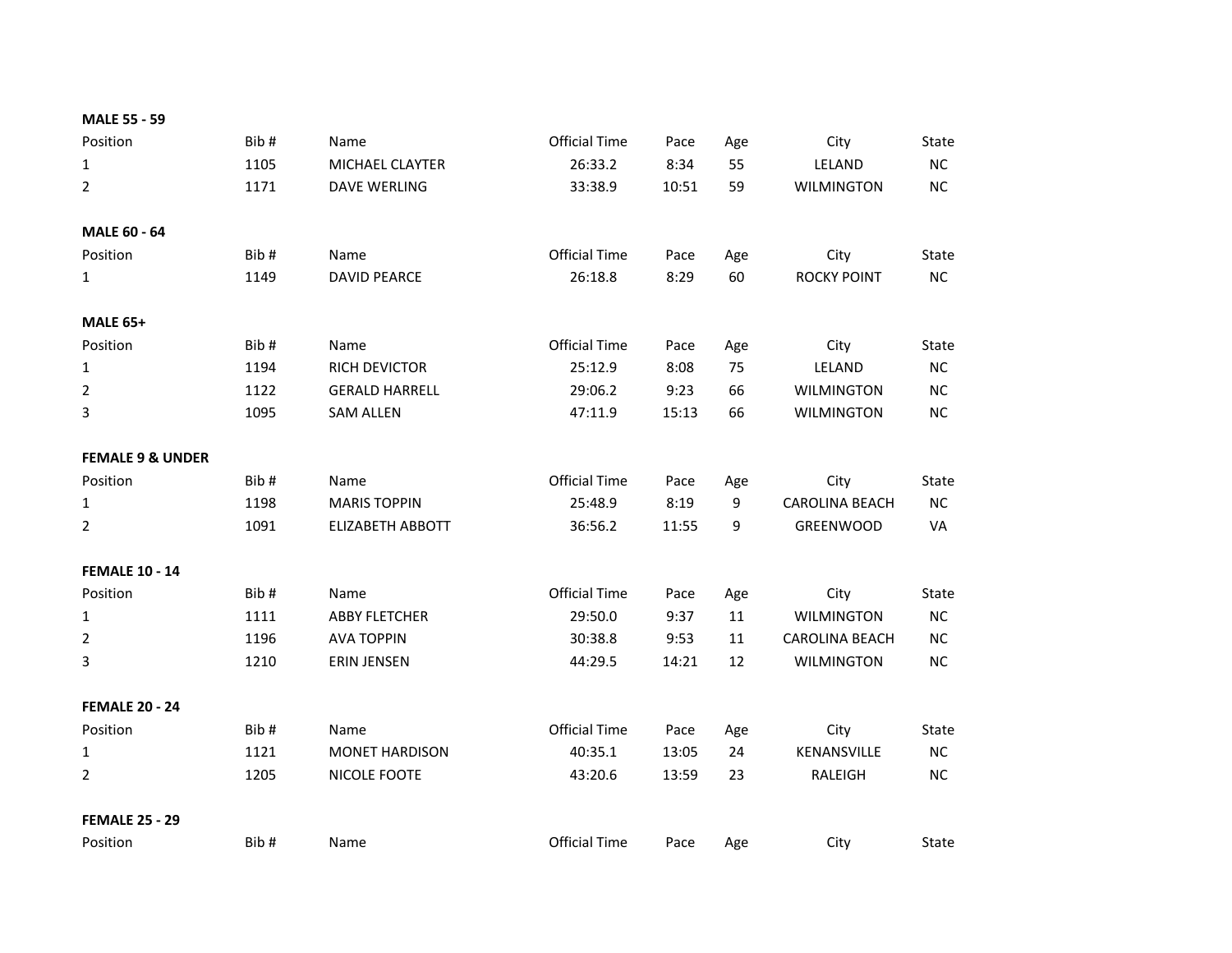**MALE 55 - 59**

| Position | Bib # | Name | Official Time | Pace | Age | City | State |
|---|---|---|---|---|---|---|---|
| 1 | 1105 | MICHAEL CLAYTER | 26:33.2 | 8:34 | 55 | LELAND | NC |
| 2 | 1171 | DAVE WERLING | 33:38.9 | 10:51 | 59 | WILMINGTON | NC |

**MALE 60 - 64**

| Position | Bib # | Name | Official Time | Pace | Age | City | State |
|---|---|---|---|---|---|---|---|
| 1 | 1149 | DAVID PEARCE | 26:18.8 | 8:29 | 60 | ROCKY POINT | NC |

**MALE 65+**

| Position | Bib # | Name | Official Time | Pace | Age | City | State |
|---|---|---|---|---|---|---|---|
| 1 | 1194 | RICH DEVICTOR | 25:12.9 | 8:08 | 75 | LELAND | NC |
| 2 | 1122 | GERALD HARRELL | 29:06.2 | 9:23 | 66 | WILMINGTON | NC |
| 3 | 1095 | SAM ALLEN | 47:11.9 | 15:13 | 66 | WILMINGTON | NC |

**FEMALE 9 & UNDER**

| Position | Bib # | Name | Official Time | Pace | Age | City | State |
|---|---|---|---|---|---|---|---|
| 1 | 1198 | MARIS TOPPIN | 25:48.9 | 8:19 | 9 | CAROLINA BEACH | NC |
| 2 | 1091 | ELIZABETH ABBOTT | 36:56.2 | 11:55 | 9 | GREENWOOD | VA |

**FEMALE 10 - 14**

| Position | Bib # | Name | Official Time | Pace | Age | City | State |
|---|---|---|---|---|---|---|---|
| 1 | 1111 | ABBY FLETCHER | 29:50.0 | 9:37 | 11 | WILMINGTON | NC |
| 2 | 1196 | AVA TOPPIN | 30:38.8 | 9:53 | 11 | CAROLINA BEACH | NC |
| 3 | 1210 | ERIN JENSEN | 44:29.5 | 14:21 | 12 | WILMINGTON | NC |

**FEMALE 20 - 24**

| Position | Bib # | Name | Official Time | Pace | Age | City | State |
|---|---|---|---|---|---|---|---|
| 1 | 1121 | MONET HARDISON | 40:35.1 | 13:05 | 24 | KENANSVILLE | NC |
| 2 | 1205 | NICOLE FOOTE | 43:20.6 | 13:59 | 23 | RALEIGH | NC |

**FEMALE 25 - 29**

| Position | Bib # | Name | Official Time | Pace | Age | City | State |
|---|---|---|---|---|---|---|---|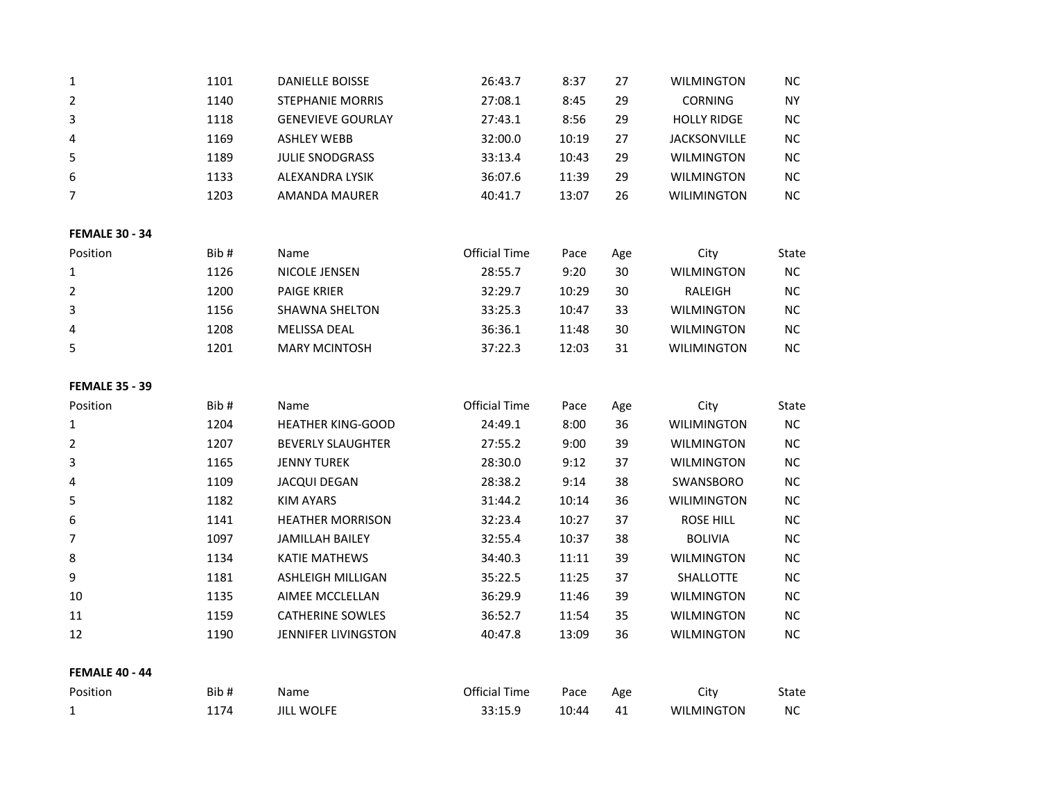| Position | Bib # | Name | Official Time | Pace | Age | City | State |
|---|---|---|---|---|---|---|---|
| 1 | 1101 | DANIELLE BOISSE | 26:43.7 | 8:37 | 27 | WILMINGTON | NC |
| 2 | 1140 | STEPHANIE MORRIS | 27:08.1 | 8:45 | 29 | CORNING | NY |
| 3 | 1118 | GENEVIEVE GOURLAY | 27:43.1 | 8:56 | 29 | HOLLY RIDGE | NC |
| 4 | 1169 | ASHLEY WEBB | 32:00.0 | 10:19 | 27 | JACKSONVILLE | NC |
| 5 | 1189 | JULIE SNODGRASS | 33:13.4 | 10:43 | 29 | WILMINGTON | NC |
| 6 | 1133 | ALEXANDRA LYSIK | 36:07.6 | 11:39 | 29 | WILMINGTON | NC |
| 7 | 1203 | AMANDA MAURER | 40:41.7 | 13:07 | 26 | WILIMINGTON | NC |

**FEMALE 30 - 34**

| Position | Bib # | Name | Official Time | Pace | Age | City | State |
|---|---|---|---|---|---|---|---|
| 1 | 1126 | NICOLE JENSEN | 28:55.7 | 9:20 | 30 | WILMINGTON | NC |
| 2 | 1200 | PAIGE KRIER | 32:29.7 | 10:29 | 30 | RALEIGH | NC |
| 3 | 1156 | SHAWNA SHELTON | 33:25.3 | 10:47 | 33 | WILMINGTON | NC |
| 4 | 1208 | MELISSA DEAL | 36:36.1 | 11:48 | 30 | WILMINGTON | NC |
| 5 | 1201 | MARY MCINTOSH | 37:22.3 | 12:03 | 31 | WILIMINGTON | NC |

**FEMALE 35 - 39**

| Position | Bib # | Name | Official Time | Pace | Age | City | State |
|---|---|---|---|---|---|---|---|
| 1 | 1204 | HEATHER KING-GOOD | 24:49.1 | 8:00 | 36 | WILIMINGTON | NC |
| 2 | 1207 | BEVERLY SLAUGHTER | 27:55.2 | 9:00 | 39 | WILMINGTON | NC |
| 3 | 1165 | JENNY TUREK | 28:30.0 | 9:12 | 37 | WILMINGTON | NC |
| 4 | 1109 | JACQUI DEGAN | 28:38.2 | 9:14 | 38 | SWANSBORO | NC |
| 5 | 1182 | KIM AYARS | 31:44.2 | 10:14 | 36 | WILIMINGTON | NC |
| 6 | 1141 | HEATHER MORRISON | 32:23.4 | 10:27 | 37 | ROSE HILL | NC |
| 7 | 1097 | JAMILLAH BAILEY | 32:55.4 | 10:37 | 38 | BOLIVIA | NC |
| 8 | 1134 | KATIE MATHEWS | 34:40.3 | 11:11 | 39 | WILMINGTON | NC |
| 9 | 1181 | ASHLEIGH MILLIGAN | 35:22.5 | 11:25 | 37 | SHALLOTTE | NC |
| 10 | 1135 | AIMEE MCCLELLAN | 36:29.9 | 11:46 | 39 | WILMINGTON | NC |
| 11 | 1159 | CATHERINE SOWLES | 36:52.7 | 11:54 | 35 | WILMINGTON | NC |
| 12 | 1190 | JENNIFER LIVINGSTON | 40:47.8 | 13:09 | 36 | WILMINGTON | NC |

**FEMALE 40 - 44**

| Position | Bib # | Name | Official Time | Pace | Age | City | State |
|---|---|---|---|---|---|---|---|
| 1 | 1174 | JILL WOLFE | 33:15.9 | 10:44 | 41 | WILMINGTON | NC |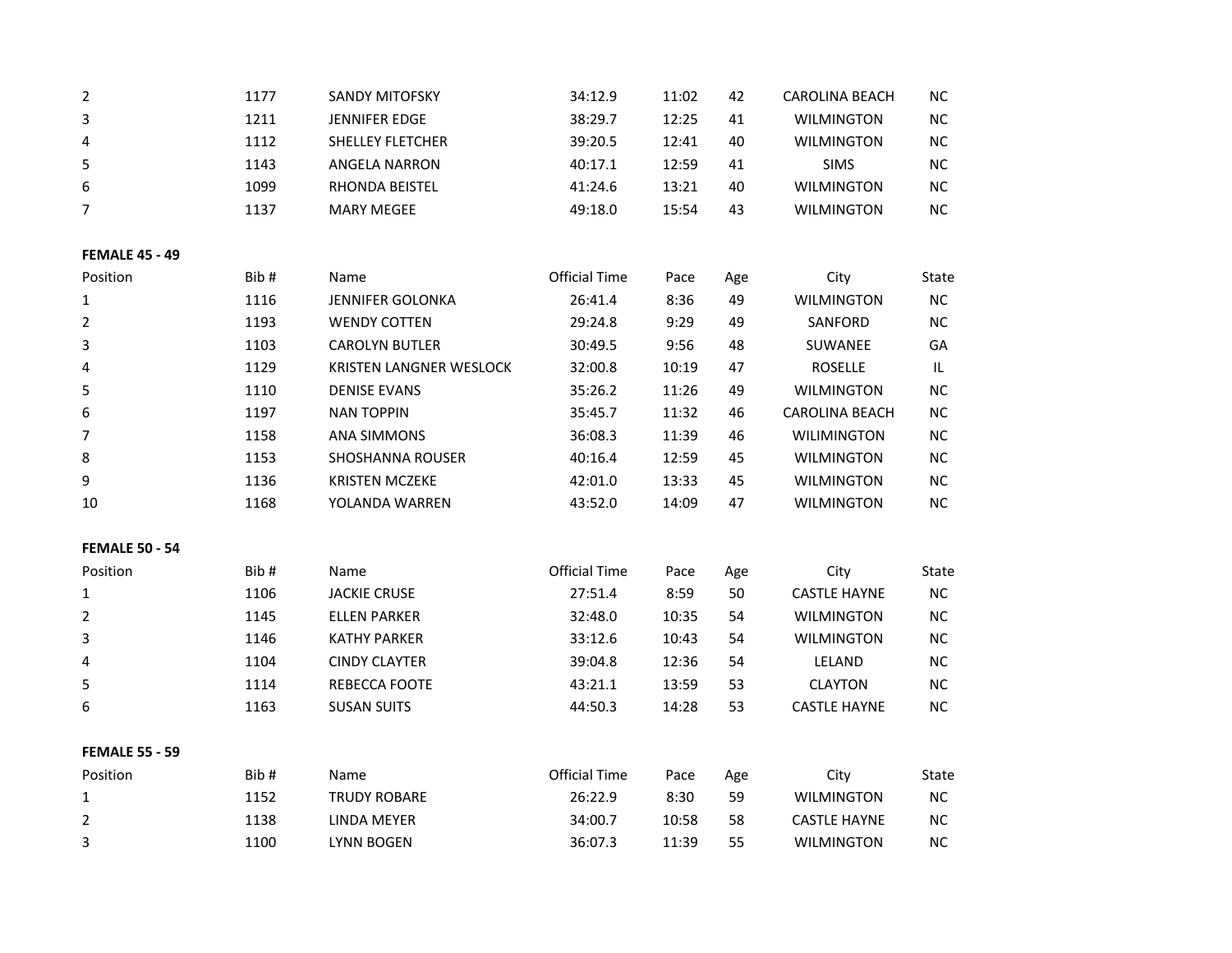| Position | Bib # | Name | Official Time | Pace | Age | City | State |
|---|---|---|---|---|---|---|---|
| 2 | 1177 | SANDY MITOFSKY | 34:12.9 | 11:02 | 42 | CAROLINA BEACH | NC |
| 3 | 1211 | JENNIFER EDGE | 38:29.7 | 12:25 | 41 | WILMINGTON | NC |
| 4 | 1112 | SHELLEY FLETCHER | 39:20.5 | 12:41 | 40 | WILMINGTON | NC |
| 5 | 1143 | ANGELA NARRON | 40:17.1 | 12:59 | 41 | SIMS | NC |
| 6 | 1099 | RHONDA BEISTEL | 41:24.6 | 13:21 | 40 | WILMINGTON | NC |
| 7 | 1137 | MARY MEGEE | 49:18.0 | 15:54 | 43 | WILMINGTON | NC |

**FEMALE 45 - 49**

| Position | Bib # | Name | Official Time | Pace | Age | City | State |
|---|---|---|---|---|---|---|---|
| 1 | 1116 | JENNIFER GOLONKA | 26:41.4 | 8:36 | 49 | WILMINGTON | NC |
| 2 | 1193 | WENDY COTTEN | 29:24.8 | 9:29 | 49 | SANFORD | NC |
| 3 | 1103 | CAROLYN BUTLER | 30:49.5 | 9:56 | 48 | SUWANEE | GA |
| 4 | 1129 | KRISTEN LANGNER WESLOCK | 32:00.8 | 10:19 | 47 | ROSELLE | IL |
| 5 | 1110 | DENISE EVANS | 35:26.2 | 11:26 | 49 | WILMINGTON | NC |
| 6 | 1197 | NAN TOPPIN | 35:45.7 | 11:32 | 46 | CAROLINA BEACH | NC |
| 7 | 1158 | ANA SIMMONS | 36:08.3 | 11:39 | 46 | WILIMINGTON | NC |
| 8 | 1153 | SHOSHANNA ROUSER | 40:16.4 | 12:59 | 45 | WILMINGTON | NC |
| 9 | 1136 | KRISTEN MCZEKE | 42:01.0 | 13:33 | 45 | WILMINGTON | NC |
| 10 | 1168 | YOLANDA WARREN | 43:52.0 | 14:09 | 47 | WILMINGTON | NC |

**FEMALE 50 - 54**

| Position | Bib # | Name | Official Time | Pace | Age | City | State |
|---|---|---|---|---|---|---|---|
| 1 | 1106 | JACKIE CRUSE | 27:51.4 | 8:59 | 50 | CASTLE HAYNE | NC |
| 2 | 1145 | ELLEN PARKER | 32:48.0 | 10:35 | 54 | WILMINGTON | NC |
| 3 | 1146 | KATHY PARKER | 33:12.6 | 10:43 | 54 | WILMINGTON | NC |
| 4 | 1104 | CINDY CLAYTER | 39:04.8 | 12:36 | 54 | LELAND | NC |
| 5 | 1114 | REBECCA FOOTE | 43:21.1 | 13:59 | 53 | CLAYTON | NC |
| 6 | 1163 | SUSAN SUITS | 44:50.3 | 14:28 | 53 | CASTLE HAYNE | NC |

**FEMALE 55 - 59**

| Position | Bib # | Name | Official Time | Pace | Age | City | State |
|---|---|---|---|---|---|---|---|
| 1 | 1152 | TRUDY ROBARE | 26:22.9 | 8:30 | 59 | WILMINGTON | NC |
| 2 | 1138 | LINDA MEYER | 34:00.7 | 10:58 | 58 | CASTLE HAYNE | NC |
| 3 | 1100 | LYNN BOGEN | 36:07.3 | 11:39 | 55 | WILMINGTON | NC |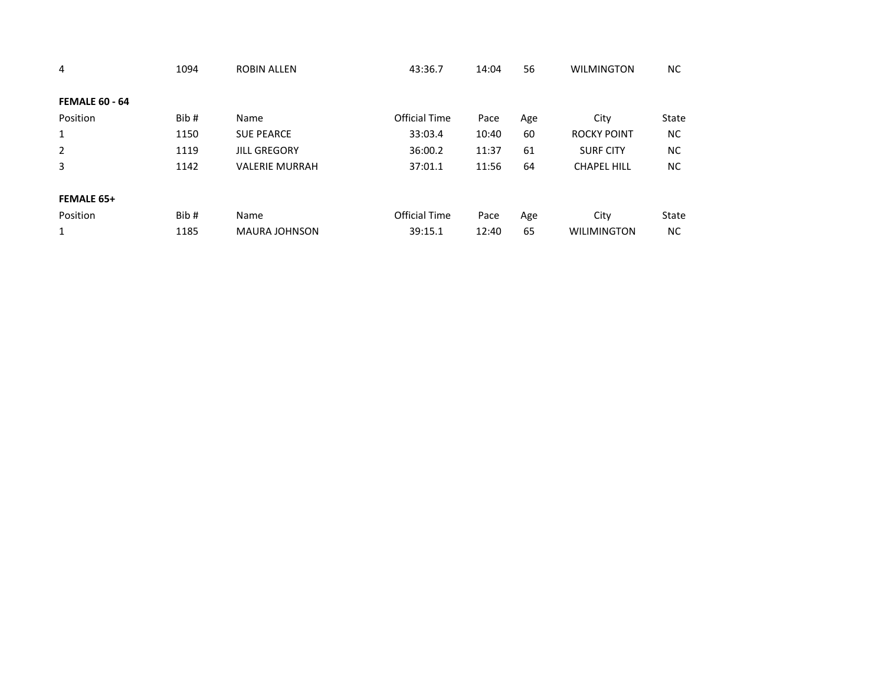| | | | | | | | |
|---|---|---|---|---|---|---|---|
| 4 | 1094 | ROBIN ALLEN | 43:36.7 | 14:04 | 56 | WILMINGTON | NC |

**FEMALE 60 - 64**

| Position | Bib # | Name | Official Time | Pace | Age | City | State |
|---|---|---|---|---|---|---|---|
| 1 | 1150 | SUE PEARCE | 33:03.4 | 10:40 | 60 | ROCKY POINT | NC |
| 2 | 1119 | JILL GREGORY | 36:00.2 | 11:37 | 61 | SURF CITY | NC |
| 3 | 1142 | VALERIE MURRAH | 37:01.1 | 11:56 | 64 | CHAPEL HILL | NC |

**FEMALE 65+**

| Position | Bib # | Name | Official Time | Pace | Age | City | State |
|---|---|---|---|---|---|---|---|
| 1 | 1185 | MAURA JOHNSON | 39:15.1 | 12:40 | 65 | WILIMINGTON | NC |